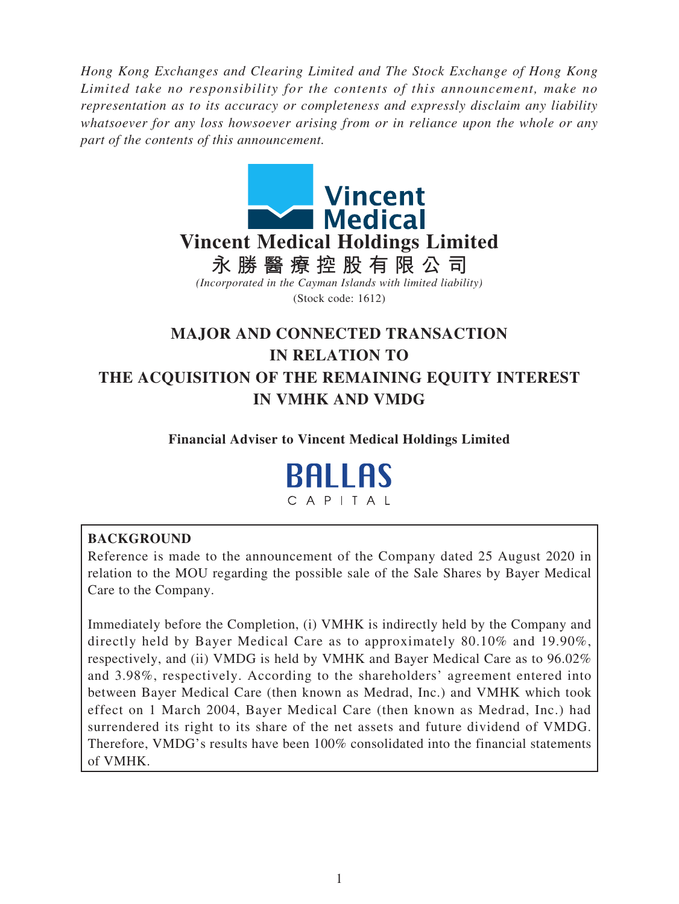*Hong Kong Exchanges and Clearing Limited and The Stock Exchange of Hong Kong Limited take no responsibility for the contents of this announcement, make no representation as to its accuracy or completeness and expressly disclaim any liability whatsoever for any loss howsoever arising from or in reliance upon the whole or any part of the contents of this announcement.*

Vincent Medical

# Vincent Medical Holdings Limited

**永勝醫療控股有限公司**

*(Incorporated in the Cayman Islands with limited liability)*

(Stock code: 1612)

# MAJOR AND CONNECTED TRANSACTION IN RELATION TO THE ACQUISITION OF THE REMAINING EQUITY INTEREST IN VMHK AND VMDG

**Financial Adviser to Vincent Medical Holdings Limited**

BALLAS CAPITAL

**BACKGROUND**

Reference is made to the announcement of the Company dated 25 August 2020 in relation to the MOU regarding the possible sale of the Sale Shares by Bayer Medical Care to the Company.

Immediately before the Completion, (i) VMHK is indirectly held by the Company and directly held by Bayer Medical Care as to approximately 80.10% and 19.90%, respectively, and (ii) VMDG is held by VMHK and Bayer Medical Care as to 96.02% and 3.98%, respectively. According to the shareholders' agreement entered into between Bayer Medical Care (then known as Medrad, Inc.) and VMHK which took effect on 1 March 2004, Bayer Medical Care (then known as Medrad, Inc.) had surrendered its right to its share of the net assets and future dividend of VMDG. Therefore, VMDG's results have been 100% consolidated into the financial statements of VMHK.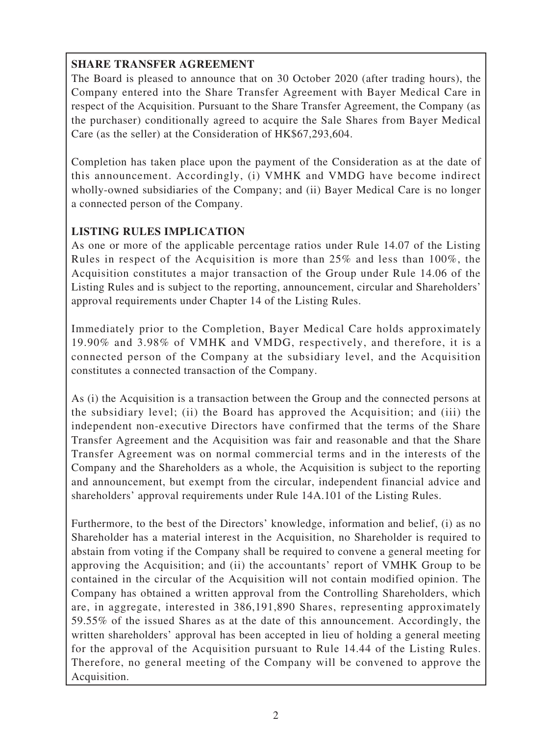**SHARE TRANSFER AGREEMENT**

The Board is pleased to announce that on 30 October 2020 (after trading hours), the Company entered into the Share Transfer Agreement with Bayer Medical Care in respect of the Acquisition. Pursuant to the Share Transfer Agreement, the Company (as the purchaser) conditionally agreed to acquire the Sale Shares from Bayer Medical Care (as the seller) at the Consideration of HK$67,293,604.

Completion has taken place upon the payment of the Consideration as at the date of this announcement. Accordingly, (i) VMHK and VMDG have become indirect wholly-owned subsidiaries of the Company; and (ii) Bayer Medical Care is no longer a connected person of the Company.

**LISTING RULES IMPLICATION**

As one or more of the applicable percentage ratios under Rule 14.07 of the Listing Rules in respect of the Acquisition is more than 25% and less than 100%, the Acquisition constitutes a major transaction of the Group under Rule 14.06 of the Listing Rules and is subject to the reporting, announcement, circular and Shareholders' approval requirements under Chapter 14 of the Listing Rules.

Immediately prior to the Completion, Bayer Medical Care holds approximately 19.90% and 3.98% of VMHK and VMDG, respectively, and therefore, it is a connected person of the Company at the subsidiary level, and the Acquisition constitutes a connected transaction of the Company.

As (i) the Acquisition is a transaction between the Group and the connected persons at the subsidiary level; (ii) the Board has approved the Acquisition; and (iii) the independent non-executive Directors have confirmed that the terms of the Share Transfer Agreement and the Acquisition was fair and reasonable and that the Share Transfer Agreement was on normal commercial terms and in the interests of the Company and the Shareholders as a whole, the Acquisition is subject to the reporting and announcement, but exempt from the circular, independent financial advice and shareholders' approval requirements under Rule 14A.101 of the Listing Rules.

Furthermore, to the best of the Directors' knowledge, information and belief, (i) as no Shareholder has a material interest in the Acquisition, no Shareholder is required to abstain from voting if the Company shall be required to convene a general meeting for approving the Acquisition; and (ii) the accountants' report of VMHK Group to be contained in the circular of the Acquisition will not contain modified opinion. The Company has obtained a written approval from the Controlling Shareholders, which are, in aggregate, interested in 386,191,890 Shares, representing approximately 59.55% of the issued Shares as at the date of this announcement. Accordingly, the written shareholders' approval has been accepted in lieu of holding a general meeting for the approval of the Acquisition pursuant to Rule 14.44 of the Listing Rules. Therefore, no general meeting of the Company will be convened to approve the Acquisition.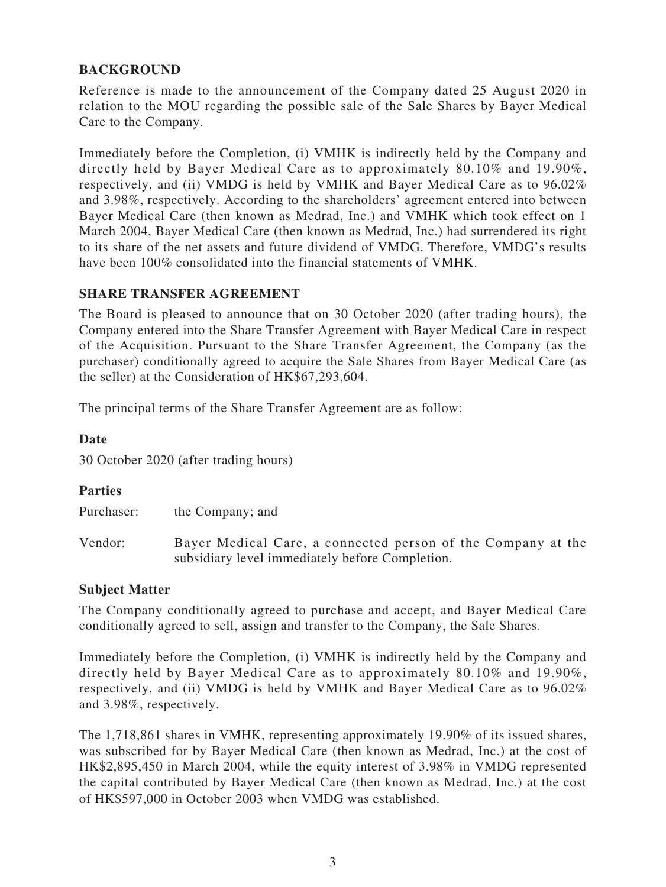## BACKGROUND

Reference is made to the announcement of the Company dated 25 August 2020 in relation to the MOU regarding the possible sale of the Sale Shares by Bayer Medical Care to the Company.

Immediately before the Completion, (i) VMHK is indirectly held by the Company and directly held by Bayer Medical Care as to approximately 80.10% and 19.90%, respectively, and (ii) VMDG is held by VMHK and Bayer Medical Care as to 96.02% and 3.98%, respectively. According to the shareholders' agreement entered into between Bayer Medical Care (then known as Medrad, Inc.) and VMHK which took effect on 1 March 2004, Bayer Medical Care (then known as Medrad, Inc.) had surrendered its right to its share of the net assets and future dividend of VMDG. Therefore, VMDG's results have been 100% consolidated into the financial statements of VMHK.

## SHARE TRANSFER AGREEMENT

The Board is pleased to announce that on 30 October 2020 (after trading hours), the Company entered into the Share Transfer Agreement with Bayer Medical Care in respect of the Acquisition. Pursuant to the Share Transfer Agreement, the Company (as the purchaser) conditionally agreed to acquire the Sale Shares from Bayer Medical Care (as the seller) at the Consideration of HK$67,293,604.

The principal terms of the Share Transfer Agreement are as follow:

### Date

30 October 2020 (after trading hours)

### Parties

Purchaser: the Company; and

Vendor: Bayer Medical Care, a connected person of the Company at the subsidiary level immediately before Completion.

### Subject Matter

The Company conditionally agreed to purchase and accept, and Bayer Medical Care conditionally agreed to sell, assign and transfer to the Company, the Sale Shares.

Immediately before the Completion, (i) VMHK is indirectly held by the Company and directly held by Bayer Medical Care as to approximately 80.10% and 19.90%, respectively, and (ii) VMDG is held by VMHK and Bayer Medical Care as to 96.02% and 3.98%, respectively.

The 1,718,861 shares in VMHK, representing approximately 19.90% of its issued shares, was subscribed for by Bayer Medical Care (then known as Medrad, Inc.) at the cost of HK$2,895,450 in March 2004, while the equity interest of 3.98% in VMDG represented the capital contributed by Bayer Medical Care (then known as Medrad, Inc.) at the cost of HK$597,000 in October 2003 when VMDG was established.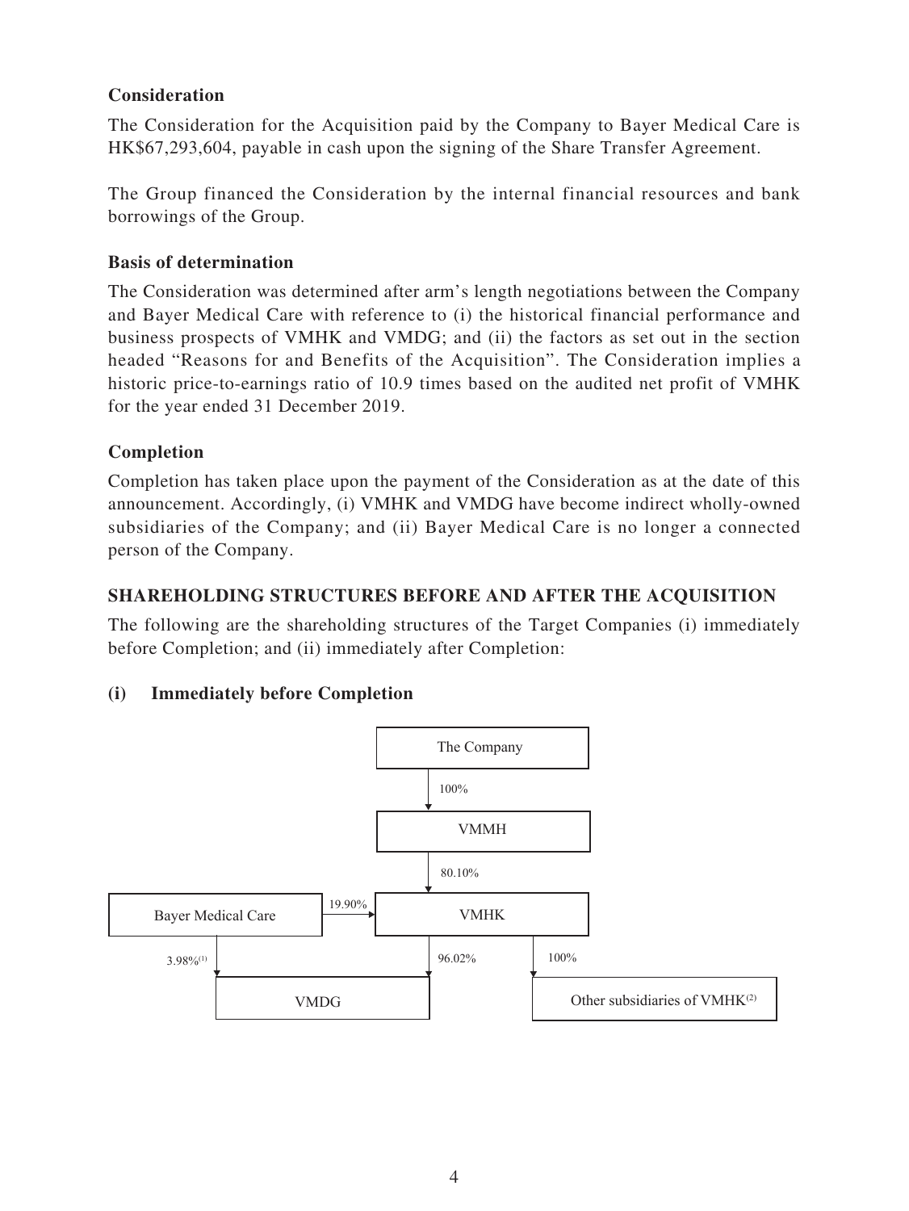**Consideration**

The Consideration for the Acquisition paid by the Company to Bayer Medical Care is HK$67,293,604, payable in cash upon the signing of the Share Transfer Agreement.

The Group financed the Consideration by the internal financial resources and bank borrowings of the Group.

**Basis of determination**

The Consideration was determined after arm's length negotiations between the Company and Bayer Medical Care with reference to (i) the historical financial performance and business prospects of VMHK and VMDG; and (ii) the factors as set out in the section headed "Reasons for and Benefits of the Acquisition". The Consideration implies a historic price-to-earnings ratio of 10.9 times based on the audited net profit of VMHK for the year ended 31 December 2019.

**Completion**

Completion has taken place upon the payment of the Consideration as at the date of this announcement. Accordingly, (i) VMHK and VMDG have become indirect wholly-owned subsidiaries of the Company; and (ii) Bayer Medical Care is no longer a connected person of the Company.

## SHAREHOLDING STRUCTURES BEFORE AND AFTER THE ACQUISITION

The following are the shareholding structures of the Target Companies (i) immediately before Completion; and (ii) immediately after Completion:

**(i) Immediately before Completion**

The Company

100%

VMMH

80.10%

Bayer Medical Care — 19.90% → VMHK

Bayer Medical Care — 3.98%[(1)] → VMDG

VMHK — 96.02% → VMDG

VMHK — 100% → Other subsidiaries of VMHK[(2)]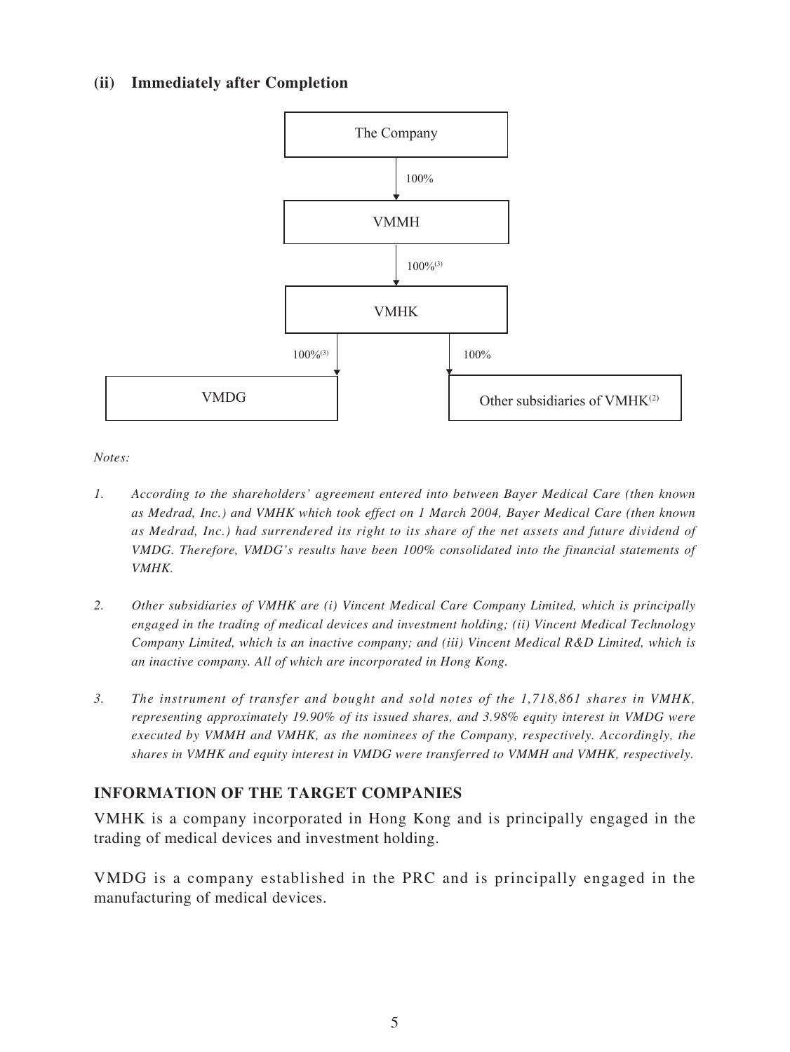**(ii) Immediately after Completion**

```
The Company
    | 100%
    v
VMMH
    | 100%(3)
    v
VMHK
    |-- 100%(3) --> VMDG
    |-- 100%    --> Other subsidiaries of VMHK(2)
```

*Notes:*

1. *According to the shareholders' agreement entered into between Bayer Medical Care (then known as Medrad, Inc.) and VMHK which took effect on 1 March 2004, Bayer Medical Care (then known as Medrad, Inc.) had surrendered its right to its share of the net assets and future dividend of VMDG. Therefore, VMDG's results have been 100% consolidated into the financial statements of VMHK.*

2. *Other subsidiaries of VMHK are (i) Vincent Medical Care Company Limited, which is principally engaged in the trading of medical devices and investment holding; (ii) Vincent Medical Technology Company Limited, which is an inactive company; and (iii) Vincent Medical R&D Limited, which is an inactive company. All of which are incorporated in Hong Kong.*

3. *The instrument of transfer and bought and sold notes of the 1,718,861 shares in VMHK, representing approximately 19.90% of its issued shares, and 3.98% equity interest in VMDG were executed by VMMH and VMHK, as the nominees of the Company, respectively. Accordingly, the shares in VMHK and equity interest in VMDG were transferred to VMMH and VMHK, respectively.*

## INFORMATION OF THE TARGET COMPANIES

VMHK is a company incorporated in Hong Kong and is principally engaged in the trading of medical devices and investment holding.

VMDG is a company established in the PRC and is principally engaged in the manufacturing of medical devices.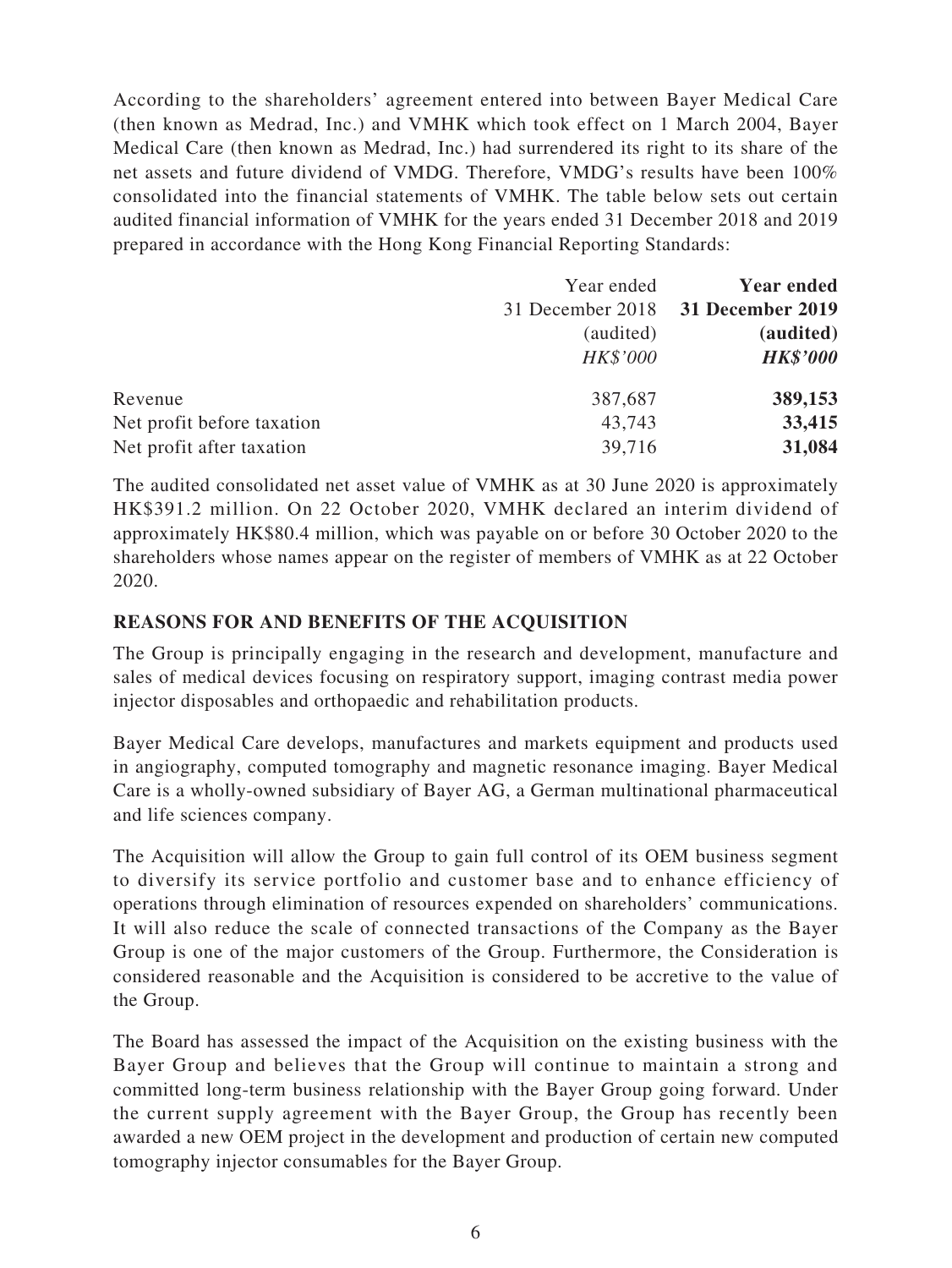According to the shareholders' agreement entered into between Bayer Medical Care (then known as Medrad, Inc.) and VMHK which took effect on 1 March 2004, Bayer Medical Care (then known as Medrad, Inc.) had surrendered its right to its share of the net assets and future dividend of VMDG. Therefore, VMDG's results have been 100% consolidated into the financial statements of VMHK. The table below sets out certain audited financial information of VMHK for the years ended 31 December 2018 and 2019 prepared in accordance with the Hong Kong Financial Reporting Standards:

| | Year ended 31 December 2018 (audited) *HK$'000* | **Year ended 31 December 2019 (audited)** ***HK$'000*** |
|---|---|---|
| Revenue | 387,687 | **389,153** |
| Net profit before taxation | 43,743 | **33,415** |
| Net profit after taxation | 39,716 | **31,084** |

The audited consolidated net asset value of VMHK as at 30 June 2020 is approximately HK$391.2 million. On 22 October 2020, VMHK declared an interim dividend of approximately HK$80.4 million, which was payable on or before 30 October 2020 to the shareholders whose names appear on the register of members of VMHK as at 22 October 2020.

## REASONS FOR AND BENEFITS OF THE ACQUISITION

The Group is principally engaging in the research and development, manufacture and sales of medical devices focusing on respiratory support, imaging contrast media power injector disposables and orthopaedic and rehabilitation products.

Bayer Medical Care develops, manufactures and markets equipment and products used in angiography, computed tomography and magnetic resonance imaging. Bayer Medical Care is a wholly-owned subsidiary of Bayer AG, a German multinational pharmaceutical and life sciences company.

The Acquisition will allow the Group to gain full control of its OEM business segment to diversify its service portfolio and customer base and to enhance efficiency of operations through elimination of resources expended on shareholders' communications. It will also reduce the scale of connected transactions of the Company as the Bayer Group is one of the major customers of the Group. Furthermore, the Consideration is considered reasonable and the Acquisition is considered to be accretive to the value of the Group.

The Board has assessed the impact of the Acquisition on the existing business with the Bayer Group and believes that the Group will continue to maintain a strong and committed long-term business relationship with the Bayer Group going forward. Under the current supply agreement with the Bayer Group, the Group has recently been awarded a new OEM project in the development and production of certain new computed tomography injector consumables for the Bayer Group.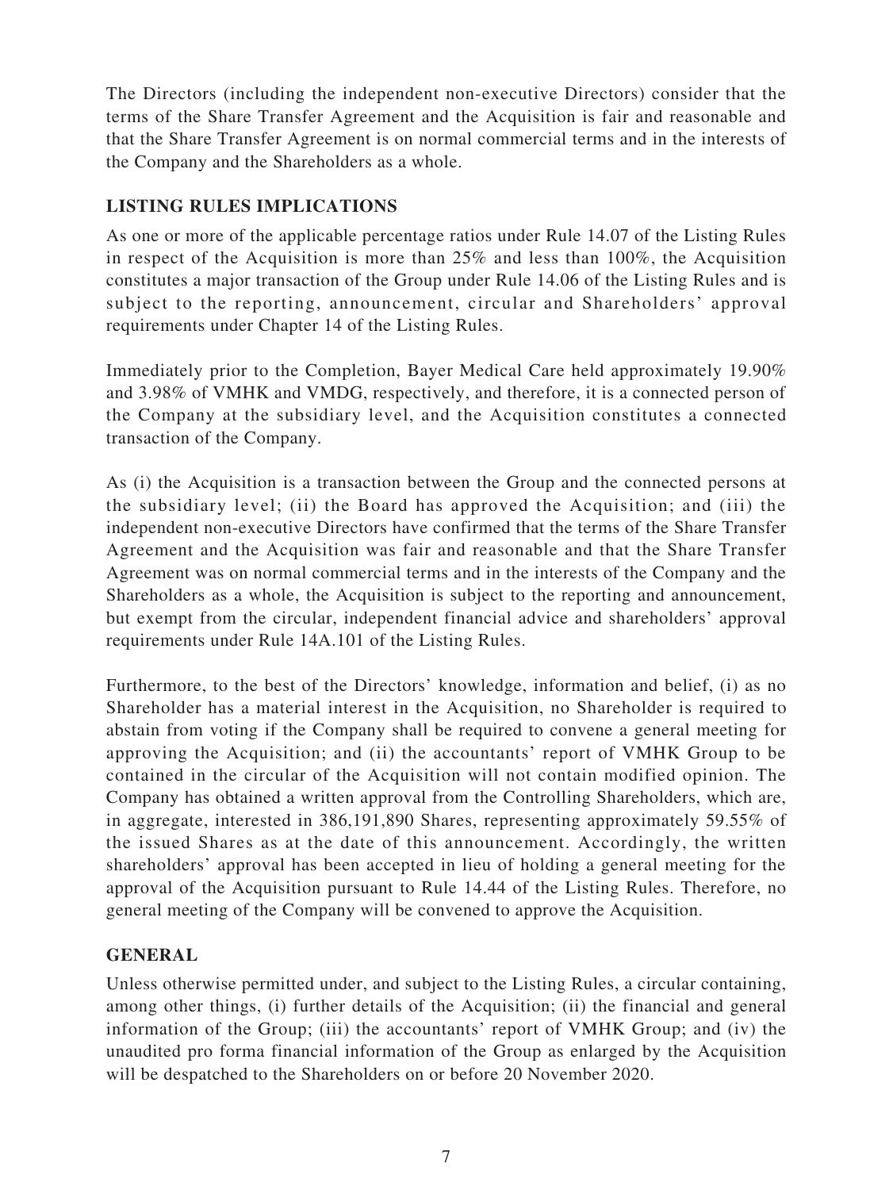The Directors (including the independent non-executive Directors) consider that the terms of the Share Transfer Agreement and the Acquisition is fair and reasonable and that the Share Transfer Agreement is on normal commercial terms and in the interests of the Company and the Shareholders as a whole.

## LISTING RULES IMPLICATIONS

As one or more of the applicable percentage ratios under Rule 14.07 of the Listing Rules in respect of the Acquisition is more than 25% and less than 100%, the Acquisition constitutes a major transaction of the Group under Rule 14.06 of the Listing Rules and is subject to the reporting, announcement, circular and Shareholders' approval requirements under Chapter 14 of the Listing Rules.

Immediately prior to the Completion, Bayer Medical Care held approximately 19.90% and 3.98% of VMHK and VMDG, respectively, and therefore, it is a connected person of the Company at the subsidiary level, and the Acquisition constitutes a connected transaction of the Company.

As (i) the Acquisition is a transaction between the Group and the connected persons at the subsidiary level; (ii) the Board has approved the Acquisition; and (iii) the independent non-executive Directors have confirmed that the terms of the Share Transfer Agreement and the Acquisition was fair and reasonable and that the Share Transfer Agreement was on normal commercial terms and in the interests of the Company and the Shareholders as a whole, the Acquisition is subject to the reporting and announcement, but exempt from the circular, independent financial advice and shareholders' approval requirements under Rule 14A.101 of the Listing Rules.

Furthermore, to the best of the Directors' knowledge, information and belief, (i) as no Shareholder has a material interest in the Acquisition, no Shareholder is required to abstain from voting if the Company shall be required to convene a general meeting for approving the Acquisition; and (ii) the accountants' report of VMHK Group to be contained in the circular of the Acquisition will not contain modified opinion. The Company has obtained a written approval from the Controlling Shareholders, which are, in aggregate, interested in 386,191,890 Shares, representing approximately 59.55% of the issued Shares as at the date of this announcement. Accordingly, the written shareholders' approval has been accepted in lieu of holding a general meeting for the approval of the Acquisition pursuant to Rule 14.44 of the Listing Rules. Therefore, no general meeting of the Company will be convened to approve the Acquisition.

## GENERAL

Unless otherwise permitted under, and subject to the Listing Rules, a circular containing, among other things, (i) further details of the Acquisition; (ii) the financial and general information of the Group; (iii) the accountants' report of VMHK Group; and (iv) the unaudited pro forma financial information of the Group as enlarged by the Acquisition will be despatched to the Shareholders on or before 20 November 2020.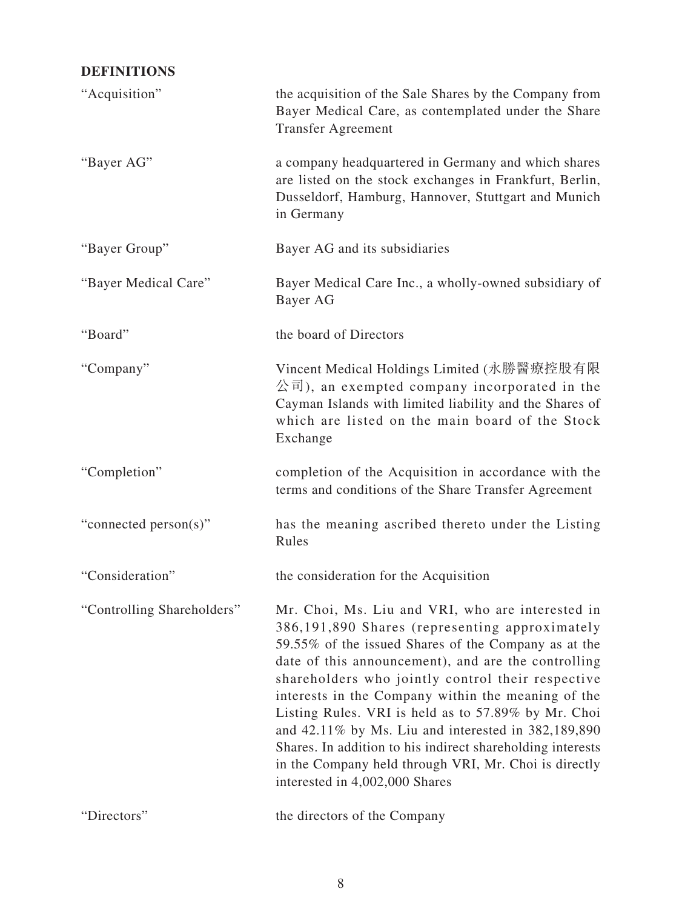## DEFINITIONS

| | |
|---|---|
| "Acquisition" | the acquisition of the Sale Shares by the Company from Bayer Medical Care, as contemplated under the Share Transfer Agreement |
| "Bayer AG" | a company headquartered in Germany and which shares are listed on the stock exchanges in Frankfurt, Berlin, Dusseldorf, Hamburg, Hannover, Stuttgart and Munich in Germany |
| "Bayer Group" | Bayer AG and its subsidiaries |
| "Bayer Medical Care" | Bayer Medical Care Inc., a wholly-owned subsidiary of Bayer AG |
| "Board" | the board of Directors |
| "Company" | Vincent Medical Holdings Limited (永勝醫療控股有限公司), an exempted company incorporated in the Cayman Islands with limited liability and the Shares of which are listed on the main board of the Stock Exchange |
| "Completion" | completion of the Acquisition in accordance with the terms and conditions of the Share Transfer Agreement |
| "connected person(s)" | has the meaning ascribed thereto under the Listing Rules |
| "Consideration" | the consideration for the Acquisition |
| "Controlling Shareholders" | Mr. Choi, Ms. Liu and VRI, who are interested in 386,191,890 Shares (representing approximately 59.55% of the issued Shares of the Company as at the date of this announcement), and are the controlling shareholders who jointly control their respective interests in the Company within the meaning of the Listing Rules. VRI is held as to 57.89% by Mr. Choi and 42.11% by Ms. Liu and interested in 382,189,890 Shares. In addition to his indirect shareholding interests in the Company held through VRI, Mr. Choi is directly interested in 4,002,000 Shares |
| "Directors" | the directors of the Company |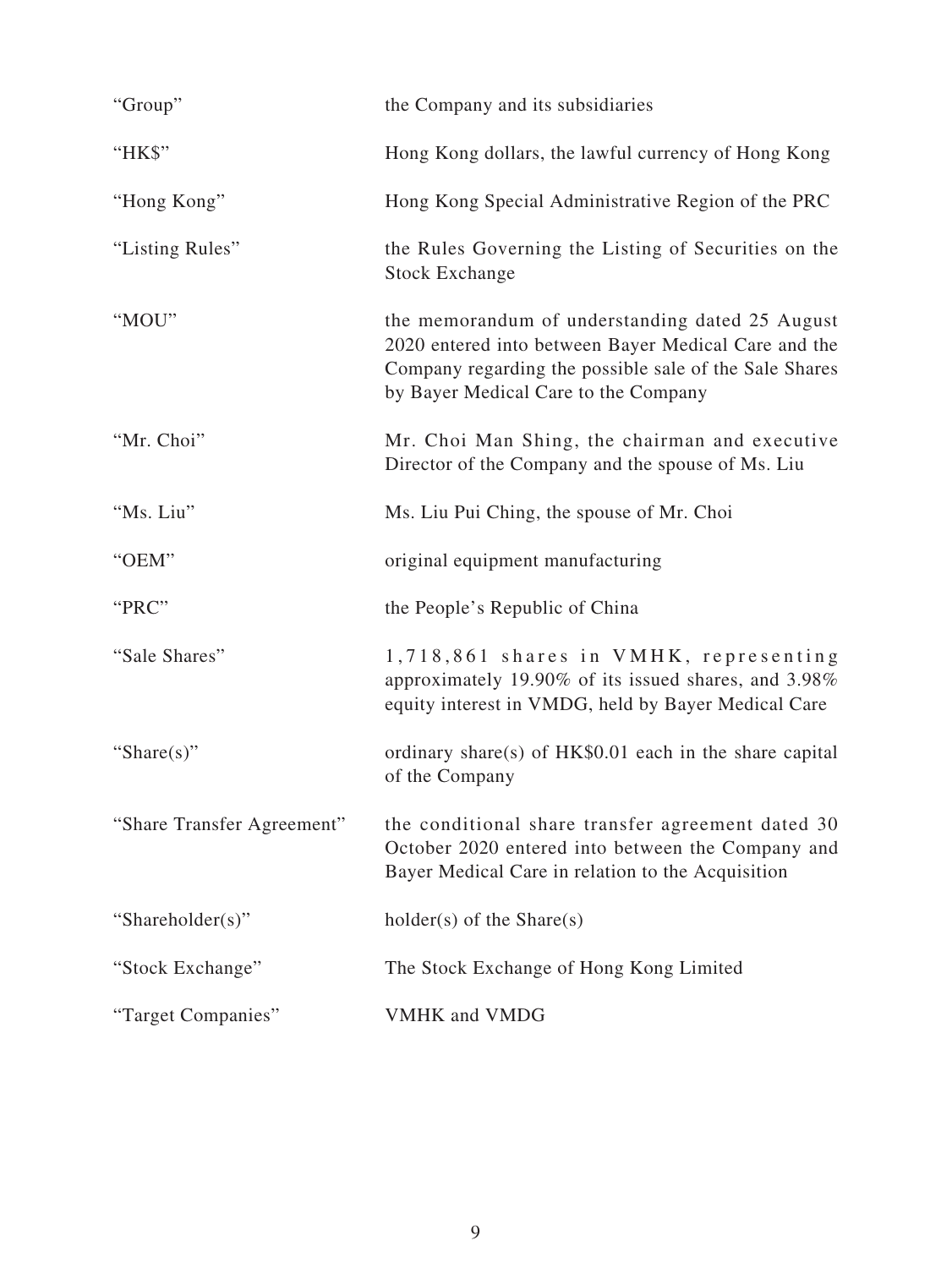| | |
|---|---|
| "Group" | the Company and its subsidiaries |
| "HK$" | Hong Kong dollars, the lawful currency of Hong Kong |
| "Hong Kong" | Hong Kong Special Administrative Region of the PRC |
| "Listing Rules" | the Rules Governing the Listing of Securities on the Stock Exchange |
| "MOU" | the memorandum of understanding dated 25 August 2020 entered into between Bayer Medical Care and the Company regarding the possible sale of the Sale Shares by Bayer Medical Care to the Company |
| "Mr. Choi" | Mr. Choi Man Shing, the chairman and executive Director of the Company and the spouse of Ms. Liu |
| "Ms. Liu" | Ms. Liu Pui Ching, the spouse of Mr. Choi |
| "OEM" | original equipment manufacturing |
| "PRC" | the People's Republic of China |
| "Sale Shares" | 1,718,861 shares in VMHK, representing approximately 19.90% of its issued shares, and 3.98% equity interest in VMDG, held by Bayer Medical Care |
| "Share(s)" | ordinary share(s) of HK$0.01 each in the share capital of the Company |
| "Share Transfer Agreement" | the conditional share transfer agreement dated 30 October 2020 entered into between the Company and Bayer Medical Care in relation to the Acquisition |
| "Shareholder(s)" | holder(s) of the Share(s) |
| "Stock Exchange" | The Stock Exchange of Hong Kong Limited |
| "Target Companies" | VMHK and VMDG |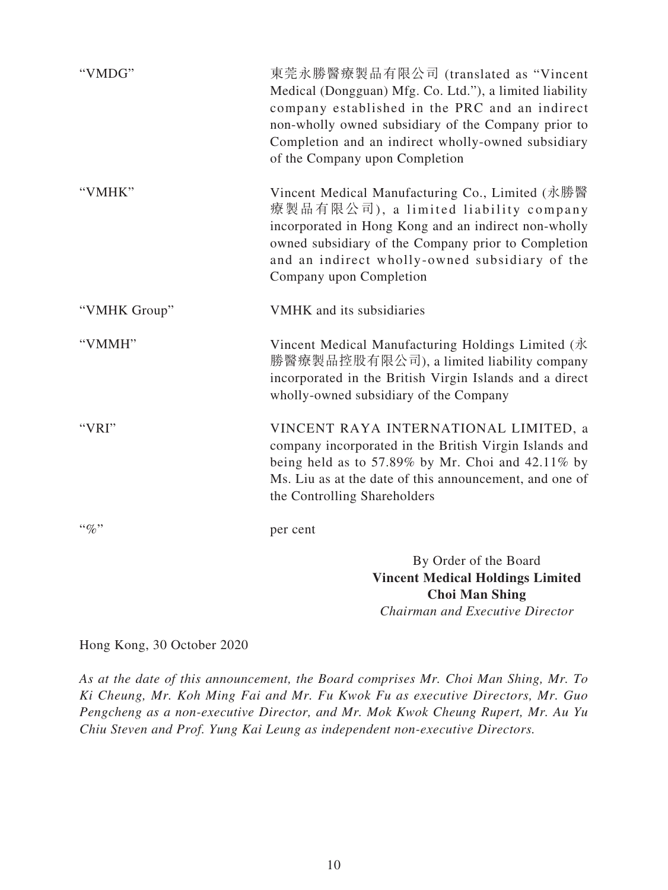| | |
|---|---|
| "VMDG" | 東莞永勝醫療製品有限公司 (translated as "Vincent Medical (Dongguan) Mfg. Co. Ltd."), a limited liability company established in the PRC and an indirect non-wholly owned subsidiary of the Company prior to Completion and an indirect wholly-owned subsidiary of the Company upon Completion |
| "VMHK" | Vincent Medical Manufacturing Co., Limited (永勝醫療製品有限公司), a limited liability company incorporated in Hong Kong and an indirect non-wholly owned subsidiary of the Company prior to Completion and an indirect wholly-owned subsidiary of the Company upon Completion |
| "VMHK Group" | VMHK and its subsidiaries |
| "VMMH" | Vincent Medical Manufacturing Holdings Limited (永勝醫療製品控股有限公司), a limited liability company incorporated in the British Virgin Islands and a direct wholly-owned subsidiary of the Company |
| "VRI" | VINCENT RAYA INTERNATIONAL LIMITED, a company incorporated in the British Virgin Islands and being held as to 57.89% by Mr. Choi and 42.11% by Ms. Liu as at the date of this announcement, and one of the Controlling Shareholders |
| "%" | per cent |

By Order of the Board
**Vincent Medical Holdings Limited**
**Choi Man Shing**
*Chairman and Executive Director*

Hong Kong, 30 October 2020

*As at the date of this announcement, the Board comprises Mr. Choi Man Shing, Mr. To Ki Cheung, Mr. Koh Ming Fai and Mr. Fu Kwok Fu as executive Directors, Mr. Guo Pengcheng as a non-executive Director, and Mr. Mok Kwok Cheung Rupert, Mr. Au Yu Chiu Steven and Prof. Yung Kai Leung as independent non-executive Directors.*